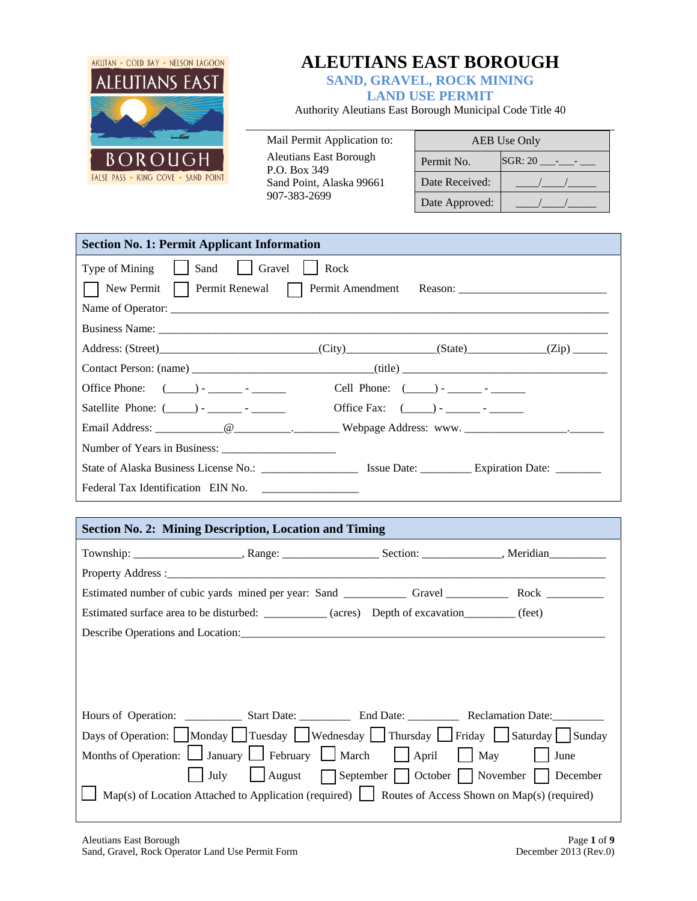AKUTAN • COLD BAY • NELSON LAGOON
ALEUTIANS EAST
BOROUGH
FALSE PASS • KING COVE • SAND POINT

# ALEUTIANS EAST BOROUGH

## SAND, GRAVEL, ROCK MINING LAND USE PERMIT

Authority Aleutians East Borough Municipal Code Title 40

Mail Permit Application to:

Aleutians East Borough
P.O. Box 349
Sand Point, Alaska 99661
907-383-2699

| AEB Use Only | |
|---|---|
| Permit No. | SGR: 20 ___-___-___ |
| Date Received: | ____/____/_____ |
| Date Approved: | ____/____/_____ |

## Section No. 1: Permit Applicant Information

Type of Mining ☐ Sand ☐ Gravel ☐ Rock

☐ New Permit ☐ Permit Renewal ☐ Permit Amendment Reason: _________________________

Name of Operator: ____________________________________________________________________________

Business Name: ______________________________________________________________________________

Address: (Street)__________________________(City)______________(State)_____________(Zip) ______

Contact Person: (name) ______________________________(title) __________________________________

Office Phone: (_____) - ______ - ______ Cell Phone: (_____) - ______ - ______

Satellite Phone: (_____) - ______ - ______ Office Fax: (_____) - ______ - ______

Email Address: ___________@_________.________ Webpage Address: www. ________________.______

Number of Years in Business: ____________________

State of Alaska Business License No.: ________________ Issue Date: ________ Expiration Date: ________

Federal Tax Identification EIN No. ________________

## Section No. 2: Mining Description, Location and Timing

Township: __________________, Range: ________________ Section: _____________, Meridian__________

Property Address :_____________________________________________________________________________

Estimated number of cubic yards mined per year: Sand __________ Gravel __________ Rock __________

Estimated surface area to be disturbed: __________ (acres) Depth of excavation________ (feet)

Describe Operations and Location:_________________________________________________________________

Hours of Operation: __________ Start Date: _________ End Date: _________ Reclamation Date:_________

Days of Operation: ☐ Monday ☐ Tuesday ☐ Wednesday ☐ Thursday ☐ Friday ☐ Saturday ☐ Sunday

Months of Operation: ☐ January ☐ February ☐ March ☐ April ☐ May ☐ June
☐ July ☐ August ☐ September ☐ October ☐ November ☐ December

☐ Map(s) of Location Attached to Application (required) ☐ Routes of Access Shown on Map(s) (required)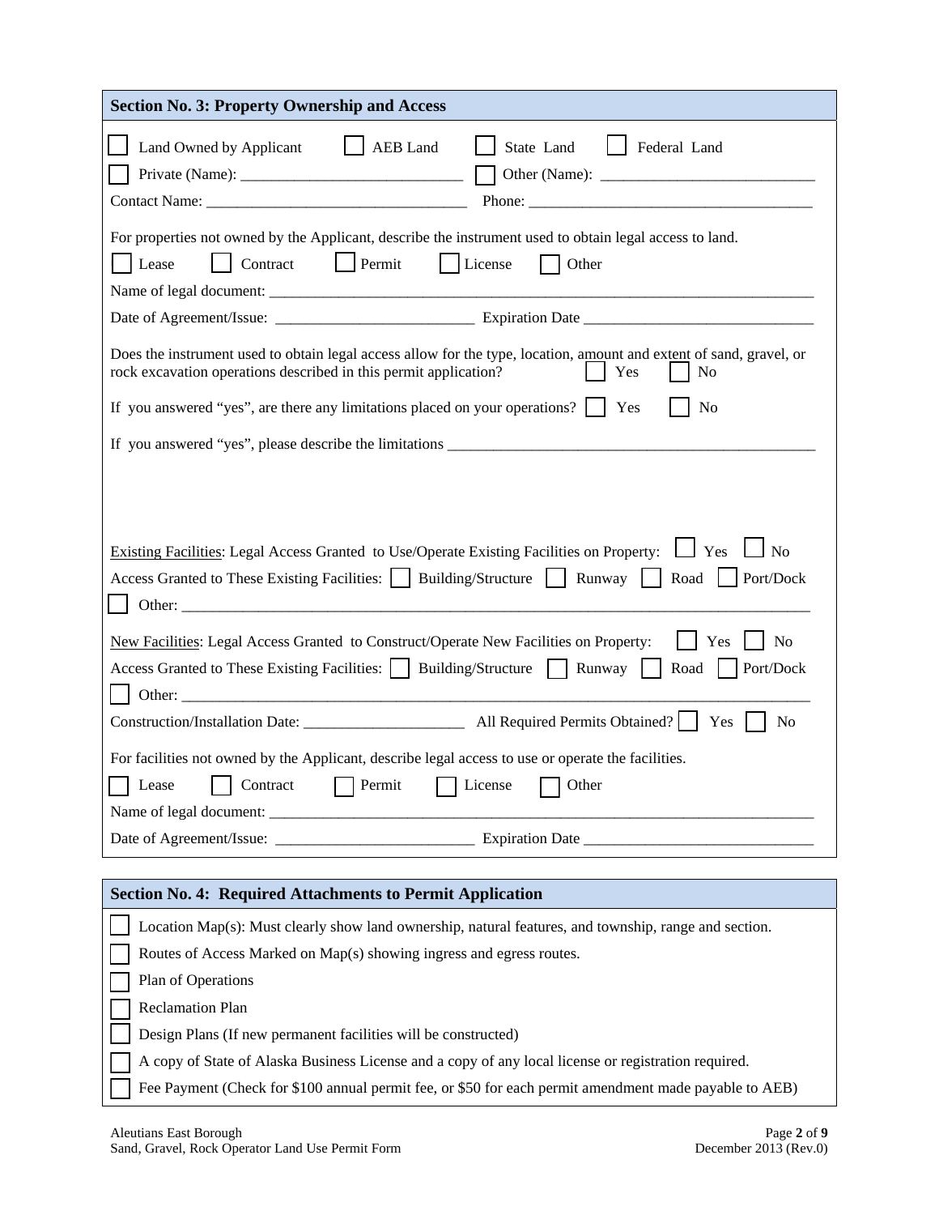## Section No. 3: Property Ownership and Access

☐ Land Owned by Applicant ☐ AEB Land ☐ State Land ☐ Federal Land

☐ Private (Name): ______________________________ ☐ Other (Name): ____________________________

Contact Name: __________________________________ Phone: _____________________________________

For properties not owned by the Applicant, describe the instrument used to obtain legal access to land.

☐ Lease ☐ Contract ☐ Permit ☐ License ☐ Other

Name of legal document: ____________________________________________________________________________

Date of Agreement/Issue: __________________________ Expiration Date ______________________________

Does the instrument used to obtain legal access allow for the type, location, amount and extent of sand, gravel, or rock excavation operations described in this permit application? ☐ Yes ☐ No

If you answered "yes", are there any limitations placed on your operations? ☐ Yes ☐ No

If you answered "yes", please describe the limitations _________________________________________________

Existing Facilities: Legal Access Granted to Use/Operate Existing Facilities on Property: ☐ Yes ☐ No

Access Granted to These Existing Facilities: ☐ Building/Structure ☐ Runway ☐ Road ☐ Port/Dock

☐ Other: ___________________________________________________________________________________

New Facilities: Legal Access Granted to Construct/Operate New Facilities on Property: ☐ Yes ☐ No

Access Granted to These Existing Facilities: ☐ Building/Structure ☐ Runway ☐ Road ☐ Port/Dock

☐ Other: ___________________________________________________________________________________

Construction/Installation Date: _____________________ All Required Permits Obtained? ☐ Yes ☐ No

For facilities not owned by the Applicant, describe legal access to use or operate the facilities.

☐ Lease ☐ Contract ☐ Permit ☐ License ☐ Other

Name of legal document: ____________________________________________________________________________

Date of Agreement/Issue: __________________________ Expiration Date ______________________________

## Section No. 4: Required Attachments to Permit Application

☐ Location Map(s): Must clearly show land ownership, natural features, and township, range and section.

☐ Routes of Access Marked on Map(s) showing ingress and egress routes.

☐ Plan of Operations

☐ Reclamation Plan

☐ Design Plans (If new permanent facilities will be constructed)

☐ A copy of State of Alaska Business License and a copy of any local license or registration required.

☐ Fee Payment (Check for $100 annual permit fee, or $50 for each permit amendment made payable to AEB)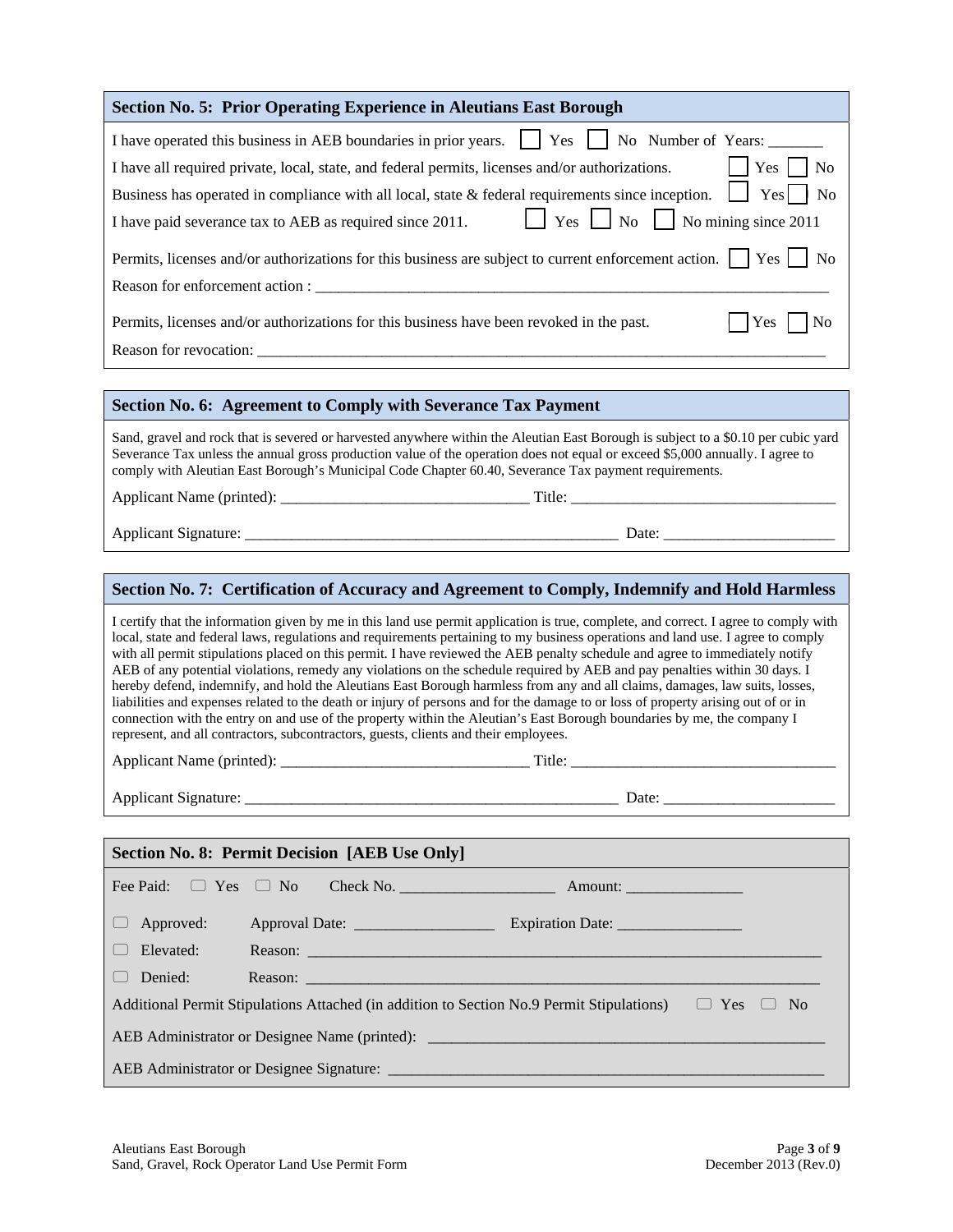## Section No. 5: Prior Operating Experience in Aleutians East Borough

I have operated this business in AEB boundaries in prior years. ☐ Yes ☐ No Number of Years: _______

I have all required private, local, state, and federal permits, licenses and/or authorizations. ☐ Yes ☐ No

Business has operated in compliance with all local, state & federal requirements since inception. ☐ Yes ☐ No

I have paid severance tax to AEB as required since 2011. ☐ Yes ☐ No ☐ No mining since 2011

Permits, licenses and/or authorizations for this business are subject to current enforcement action. ☐ Yes ☐ No

Reason for enforcement action : ____________________________________________________________________

Permits, licenses and/or authorizations for this business have been revoked in the past. ☐ Yes ☐ No

Reason for revocation: ____________________________________________________________________________

## Section No. 6: Agreement to Comply with Severance Tax Payment

Sand, gravel and rock that is severed or harvested anywhere within the Aleutian East Borough is subject to a $0.10 per cubic yard Severance Tax unless the annual gross production value of the operation does not equal or exceed $5,000 annually. I agree to comply with Aleutian East Borough's Municipal Code Chapter 60.40, Severance Tax payment requirements.

Applicant Name (printed): ________________________________ Title: __________________________________

Applicant Signature: ________________________________________________ Date: ______________________

## Section No. 7: Certification of Accuracy and Agreement to Comply, Indemnify and Hold Harmless

I certify that the information given by me in this land use permit application is true, complete, and correct. I agree to comply with local, state and federal laws, regulations and requirements pertaining to my business operations and land use. I agree to comply with all permit stipulations placed on this permit. I have reviewed the AEB penalty schedule and agree to immediately notify AEB of any potential violations, remedy any violations on the schedule required by AEB and pay penalties within 30 days. I hereby defend, indemnify, and hold the Aleutians East Borough harmless from any and all claims, damages, law suits, losses, liabilities and expenses related to the death or injury of persons and for the damage to or loss of property arising out of or in connection with the entry on and use of the property within the Aleutian's East Borough boundaries by me, the company I represent, and all contractors, subcontractors, guests, clients and their employees.

Applicant Name (printed): ________________________________ Title: __________________________________

Applicant Signature: ________________________________________________ Date: ______________________

## Section No. 8: Permit Decision [AEB Use Only]

Fee Paid: ☐ Yes ☐ No Check No. ____________________ Amount: _______________

☐ Approved: Approval Date: __________________ Expiration Date: ________________

☐ Elevated: Reason: ______________________________________________________________________

☐ Denied: Reason: ______________________________________________________________________

Additional Permit Stipulations Attached (in addition to Section No.9 Permit Stipulations) ☐ Yes ☐ No

AEB Administrator or Designee Name (printed): _____________________________________________________

AEB Administrator or Designee Signature: _________________________________________________________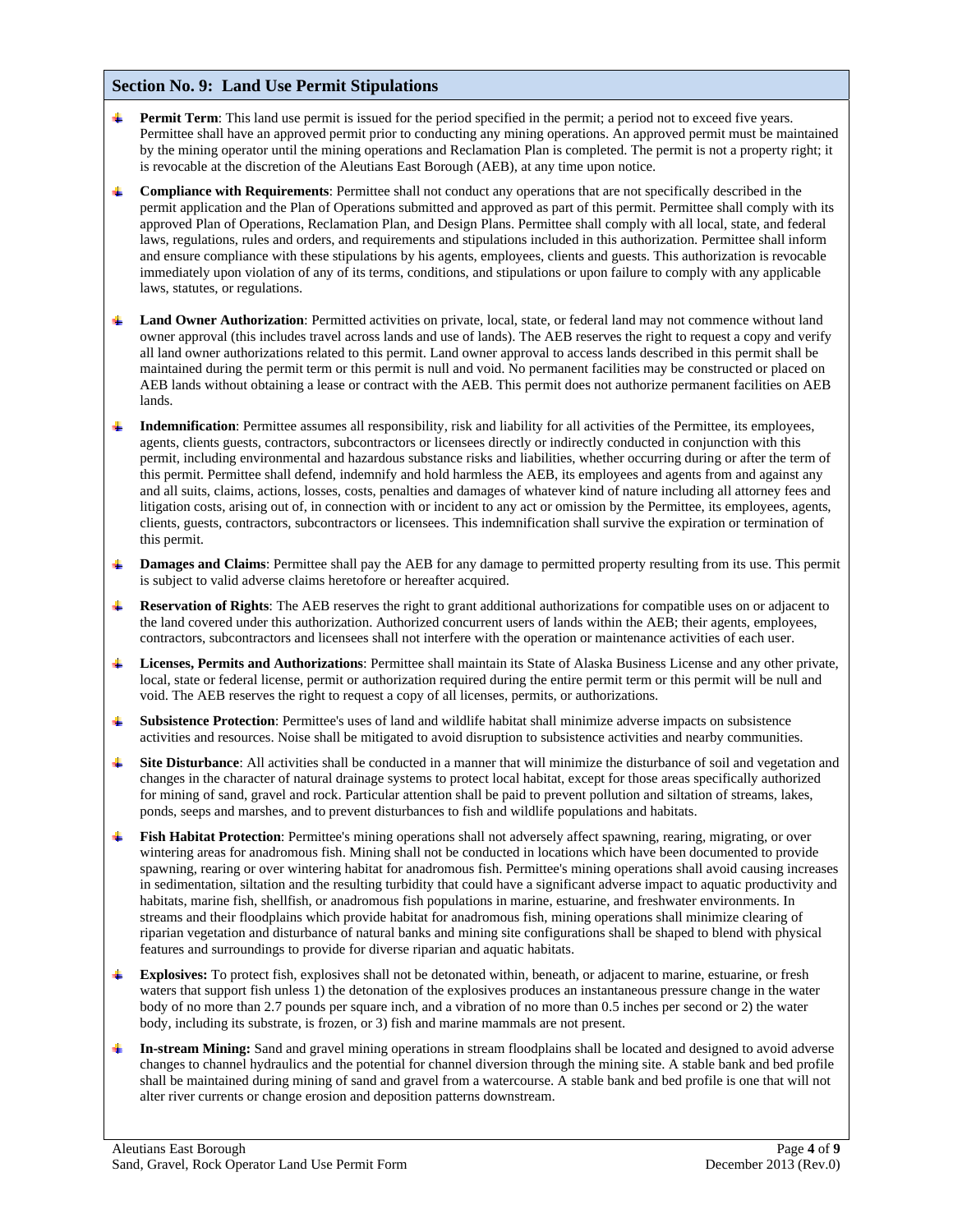## Section No. 9: Land Use Permit Stipulations

- **Permit Term**: This land use permit is issued for the period specified in the permit; a period not to exceed five years. Permittee shall have an approved permit prior to conducting any mining operations. An approved permit must be maintained by the mining operator until the mining operations and Reclamation Plan is completed. The permit is not a property right; it is revocable at the discretion of the Aleutians East Borough (AEB), at any time upon notice.
- **Compliance with Requirements**: Permittee shall not conduct any operations that are not specifically described in the permit application and the Plan of Operations submitted and approved as part of this permit. Permittee shall comply with its approved Plan of Operations, Reclamation Plan, and Design Plans. Permittee shall comply with all local, state, and federal laws, regulations, rules and orders, and requirements and stipulations included in this authorization. Permittee shall inform and ensure compliance with these stipulations by his agents, employees, clients and guests. This authorization is revocable immediately upon violation of any of its terms, conditions, and stipulations or upon failure to comply with any applicable laws, statutes, or regulations.
- **Land Owner Authorization**: Permitted activities on private, local, state, or federal land may not commence without land owner approval (this includes travel across lands and use of lands). The AEB reserves the right to request a copy and verify all land owner authorizations related to this permit. Land owner approval to access lands described in this permit shall be maintained during the permit term or this permit is null and void. No permanent facilities may be constructed or placed on AEB lands without obtaining a lease or contract with the AEB. This permit does not authorize permanent facilities on AEB lands.
- **Indemnification**: Permittee assumes all responsibility, risk and liability for all activities of the Permittee, its employees, agents, clients guests, contractors, subcontractors or licensees directly or indirectly conducted in conjunction with this permit, including environmental and hazardous substance risks and liabilities, whether occurring during or after the term of this permit. Permittee shall defend, indemnify and hold harmless the AEB, its employees and agents from and against any and all suits, claims, actions, losses, costs, penalties and damages of whatever kind of nature including all attorney fees and litigation costs, arising out of, in connection with or incident to any act or omission by the Permittee, its employees, agents, clients, guests, contractors, subcontractors or licensees. This indemnification shall survive the expiration or termination of this permit.
- **Damages and Claims**: Permittee shall pay the AEB for any damage to permitted property resulting from its use. This permit is subject to valid adverse claims heretofore or hereafter acquired.
- **Reservation of Rights**: The AEB reserves the right to grant additional authorizations for compatible uses on or adjacent to the land covered under this authorization. Authorized concurrent users of lands within the AEB; their agents, employees, contractors, subcontractors and licensees shall not interfere with the operation or maintenance activities of each user.
- **Licenses, Permits and Authorizations**: Permittee shall maintain its State of Alaska Business License and any other private, local, state or federal license, permit or authorization required during the entire permit term or this permit will be null and void. The AEB reserves the right to request a copy of all licenses, permits, or authorizations.
- **Subsistence Protection**: Permittee's uses of land and wildlife habitat shall minimize adverse impacts on subsistence activities and resources. Noise shall be mitigated to avoid disruption to subsistence activities and nearby communities.
- **Site Disturbance**: All activities shall be conducted in a manner that will minimize the disturbance of soil and vegetation and changes in the character of natural drainage systems to protect local habitat, except for those areas specifically authorized for mining of sand, gravel and rock. Particular attention shall be paid to prevent pollution and siltation of streams, lakes, ponds, seeps and marshes, and to prevent disturbances to fish and wildlife populations and habitats.
- **Fish Habitat Protection**: Permittee's mining operations shall not adversely affect spawning, rearing, migrating, or over wintering areas for anadromous fish. Mining shall not be conducted in locations which have been documented to provide spawning, rearing or over wintering habitat for anadromous fish. Permittee's mining operations shall avoid causing increases in sedimentation, siltation and the resulting turbidity that could have a significant adverse impact to aquatic productivity and habitats, marine fish, shellfish, or anadromous fish populations in marine, estuarine, and freshwater environments. In streams and their floodplains which provide habitat for anadromous fish, mining operations shall minimize clearing of riparian vegetation and disturbance of natural banks and mining site configurations shall be shaped to blend with physical features and surroundings to provide for diverse riparian and aquatic habitats.
- **Explosives:** To protect fish, explosives shall not be detonated within, beneath, or adjacent to marine, estuarine, or fresh waters that support fish unless 1) the detonation of the explosives produces an instantaneous pressure change in the water body of no more than 2.7 pounds per square inch, and a vibration of no more than 0.5 inches per second or 2) the water body, including its substrate, is frozen, or 3) fish and marine mammals are not present.
- **In-stream Mining:** Sand and gravel mining operations in stream floodplains shall be located and designed to avoid adverse changes to channel hydraulics and the potential for channel diversion through the mining site. A stable bank and bed profile shall be maintained during mining of sand and gravel from a watercourse. A stable bank and bed profile is one that will not alter river currents or change erosion and deposition patterns downstream.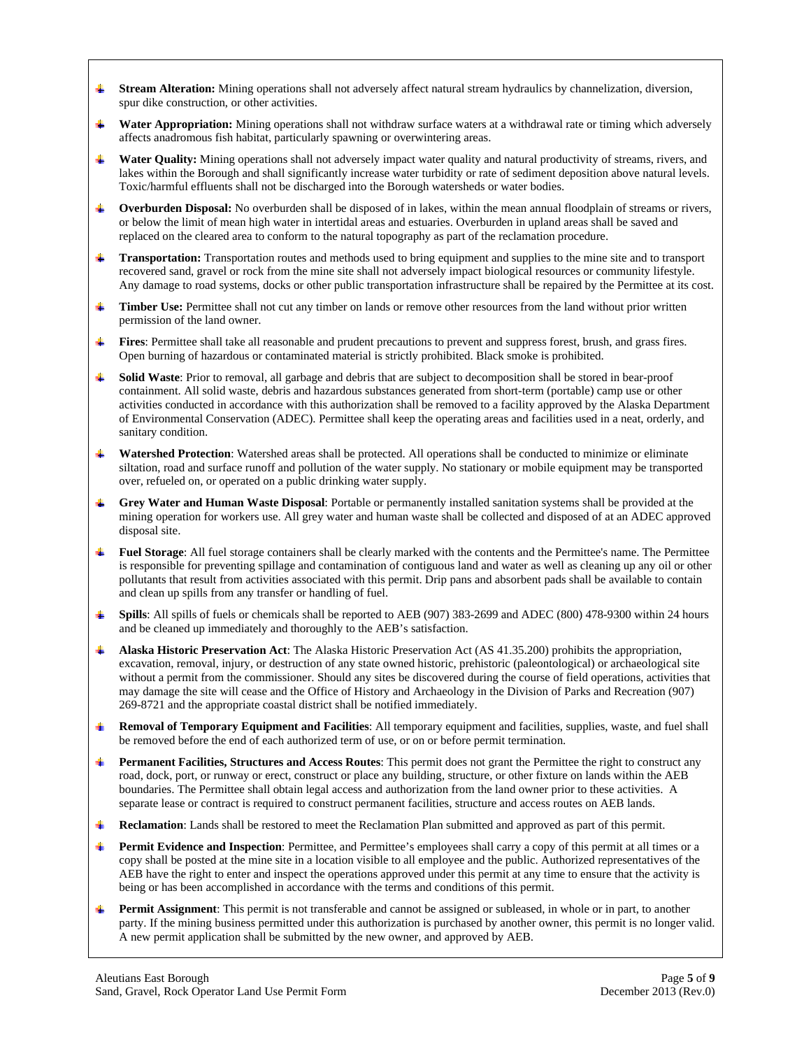- **Stream Alteration:** Mining operations shall not adversely affect natural stream hydraulics by channelization, diversion, spur dike construction, or other activities.
- **Water Appropriation:** Mining operations shall not withdraw surface waters at a withdrawal rate or timing which adversely affects anadromous fish habitat, particularly spawning or overwintering areas.
- **Water Quality:** Mining operations shall not adversely impact water quality and natural productivity of streams, rivers, and lakes within the Borough and shall significantly increase water turbidity or rate of sediment deposition above natural levels. Toxic/harmful effluents shall not be discharged into the Borough watersheds or water bodies.
- **Overburden Disposal:** No overburden shall be disposed of in lakes, within the mean annual floodplain of streams or rivers, or below the limit of mean high water in intertidal areas and estuaries. Overburden in upland areas shall be saved and replaced on the cleared area to conform to the natural topography as part of the reclamation procedure.
- **Transportation:** Transportation routes and methods used to bring equipment and supplies to the mine site and to transport recovered sand, gravel or rock from the mine site shall not adversely impact biological resources or community lifestyle. Any damage to road systems, docks or other public transportation infrastructure shall be repaired by the Permittee at its cost.
- **Timber Use:** Permittee shall not cut any timber on lands or remove other resources from the land without prior written permission of the land owner.
- **Fires**: Permittee shall take all reasonable and prudent precautions to prevent and suppress forest, brush, and grass fires. Open burning of hazardous or contaminated material is strictly prohibited. Black smoke is prohibited.
- **Solid Waste**: Prior to removal, all garbage and debris that are subject to decomposition shall be stored in bear-proof containment. All solid waste, debris and hazardous substances generated from short-term (portable) camp use or other activities conducted in accordance with this authorization shall be removed to a facility approved by the Alaska Department of Environmental Conservation (ADEC). Permittee shall keep the operating areas and facilities used in a neat, orderly, and sanitary condition.
- **Watershed Protection**: Watershed areas shall be protected. All operations shall be conducted to minimize or eliminate siltation, road and surface runoff and pollution of the water supply. No stationary or mobile equipment may be transported over, refueled on, or operated on a public drinking water supply.
- **Grey Water and Human Waste Disposal**: Portable or permanently installed sanitation systems shall be provided at the mining operation for workers use. All grey water and human waste shall be collected and disposed of at an ADEC approved disposal site.
- **Fuel Storage**: All fuel storage containers shall be clearly marked with the contents and the Permittee's name. The Permittee is responsible for preventing spillage and contamination of contiguous land and water as well as cleaning up any oil or other pollutants that result from activities associated with this permit. Drip pans and absorbent pads shall be available to contain and clean up spills from any transfer or handling of fuel.
- **Spills**: All spills of fuels or chemicals shall be reported to AEB (907) 383-2699 and ADEC (800) 478-9300 within 24 hours and be cleaned up immediately and thoroughly to the AEB's satisfaction.
- **Alaska Historic Preservation Act**: The Alaska Historic Preservation Act (AS 41.35.200) prohibits the appropriation, excavation, removal, injury, or destruction of any state owned historic, prehistoric (paleontological) or archaeological site without a permit from the commissioner. Should any sites be discovered during the course of field operations, activities that may damage the site will cease and the Office of History and Archaeology in the Division of Parks and Recreation (907) 269-8721 and the appropriate coastal district shall be notified immediately.
- **Removal of Temporary Equipment and Facilities**: All temporary equipment and facilities, supplies, waste, and fuel shall be removed before the end of each authorized term of use, or on or before permit termination.
- **Permanent Facilities, Structures and Access Routes**: This permit does not grant the Permittee the right to construct any road, dock, port, or runway or erect, construct or place any building, structure, or other fixture on lands within the AEB boundaries. The Permittee shall obtain legal access and authorization from the land owner prior to these activities. A separate lease or contract is required to construct permanent facilities, structure and access routes on AEB lands.
- **Reclamation**: Lands shall be restored to meet the Reclamation Plan submitted and approved as part of this permit.
- **Permit Evidence and Inspection**: Permittee, and Permittee's employees shall carry a copy of this permit at all times or a copy shall be posted at the mine site in a location visible to all employee and the public. Authorized representatives of the AEB have the right to enter and inspect the operations approved under this permit at any time to ensure that the activity is being or has been accomplished in accordance with the terms and conditions of this permit.
- **Permit Assignment**: This permit is not transferable and cannot be assigned or subleased, in whole or in part, to another party. If the mining business permitted under this authorization is purchased by another owner, this permit is no longer valid. A new permit application shall be submitted by the new owner, and approved by AEB.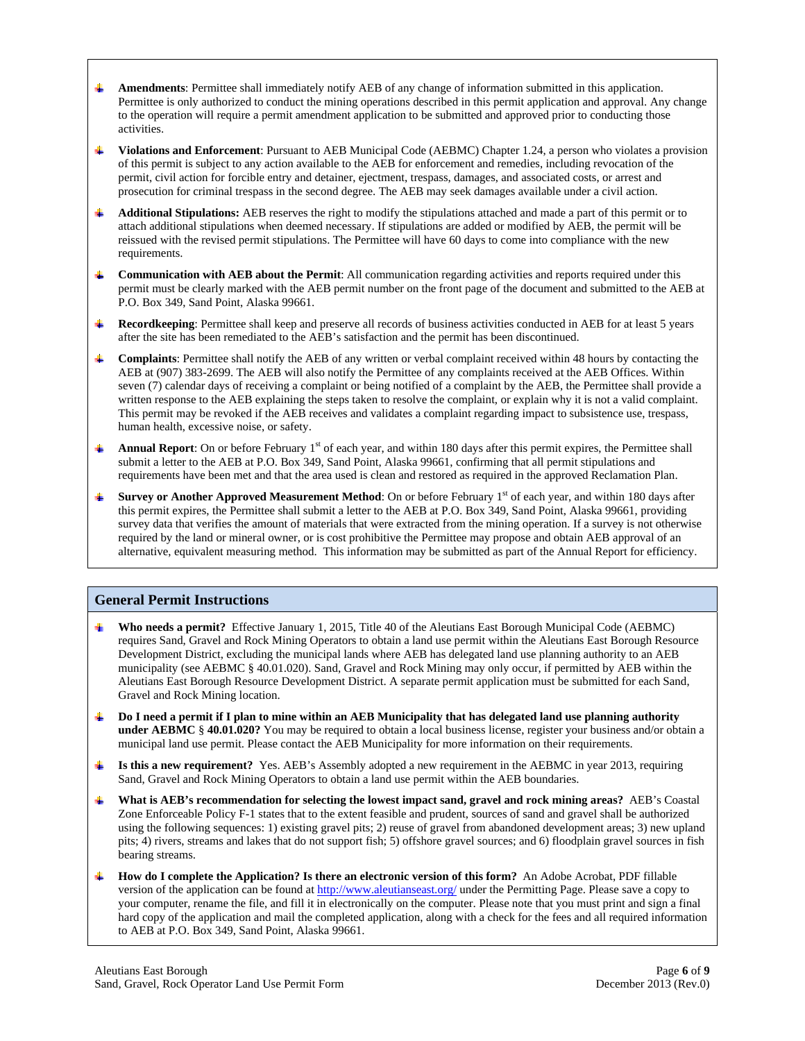- **Amendments**: Permittee shall immediately notify AEB of any change of information submitted in this application. Permittee is only authorized to conduct the mining operations described in this permit application and approval. Any change to the operation will require a permit amendment application to be submitted and approved prior to conducting those activities.
- **Violations and Enforcement**: Pursuant to AEB Municipal Code (AEBMC) Chapter 1.24, a person who violates a provision of this permit is subject to any action available to the AEB for enforcement and remedies, including revocation of the permit, civil action for forcible entry and detainer, ejectment, trespass, damages, and associated costs, or arrest and prosecution for criminal trespass in the second degree. The AEB may seek damages available under a civil action.
- **Additional Stipulations:** AEB reserves the right to modify the stipulations attached and made a part of this permit or to attach additional stipulations when deemed necessary. If stipulations are added or modified by AEB, the permit will be reissued with the revised permit stipulations. The Permittee will have 60 days to come into compliance with the new requirements.
- **Communication with AEB about the Permit**: All communication regarding activities and reports required under this permit must be clearly marked with the AEB permit number on the front page of the document and submitted to the AEB at P.O. Box 349, Sand Point, Alaska 99661.
- **Recordkeeping**: Permittee shall keep and preserve all records of business activities conducted in AEB for at least 5 years after the site has been remediated to the AEB's satisfaction and the permit has been discontinued.
- **Complaints**: Permittee shall notify the AEB of any written or verbal complaint received within 48 hours by contacting the AEB at (907) 383-2699. The AEB will also notify the Permittee of any complaints received at the AEB Offices. Within seven (7) calendar days of receiving a complaint or being notified of a complaint by the AEB, the Permittee shall provide a written response to the AEB explaining the steps taken to resolve the complaint, or explain why it is not a valid complaint. This permit may be revoked if the AEB receives and validates a complaint regarding impact to subsistence use, trespass, human health, excessive noise, or safety.
- **Annual Report**: On or before February 1st of each year, and within 180 days after this permit expires, the Permittee shall submit a letter to the AEB at P.O. Box 349, Sand Point, Alaska 99661, confirming that all permit stipulations and requirements have been met and that the area used is clean and restored as required in the approved Reclamation Plan.
- **Survey or Another Approved Measurement Method**: On or before February 1st of each year, and within 180 days after this permit expires, the Permittee shall submit a letter to the AEB at P.O. Box 349, Sand Point, Alaska 99661, providing survey data that verifies the amount of materials that were extracted from the mining operation. If a survey is not otherwise required by the land or mineral owner, or is cost prohibitive the Permittee may propose and obtain AEB approval of an alternative, equivalent measuring method. This information may be submitted as part of the Annual Report for efficiency.

## General Permit Instructions

- **Who needs a permit?** Effective January 1, 2015, Title 40 of the Aleutians East Borough Municipal Code (AEBMC) requires Sand, Gravel and Rock Mining Operators to obtain a land use permit within the Aleutians East Borough Resource Development District, excluding the municipal lands where AEB has delegated land use planning authority to an AEB municipality (see AEBMC § 40.01.020). Sand, Gravel and Rock Mining may only occur, if permitted by AEB within the Aleutians East Borough Resource Development District. A separate permit application must be submitted for each Sand, Gravel and Rock Mining location.
- **Do I need a permit if I plan to mine within an AEB Municipality that has delegated land use planning authority under AEBMC § 40.01.020?** You may be required to obtain a local business license, register your business and/or obtain a municipal land use permit. Please contact the AEB Municipality for more information on their requirements.
- **Is this a new requirement?** Yes. AEB's Assembly adopted a new requirement in the AEBMC in year 2013, requiring Sand, Gravel and Rock Mining Operators to obtain a land use permit within the AEB boundaries.
- **What is AEB's recommendation for selecting the lowest impact sand, gravel and rock mining areas?** AEB's Coastal Zone Enforceable Policy F-1 states that to the extent feasible and prudent, sources of sand and gravel shall be authorized using the following sequences: 1) existing gravel pits; 2) reuse of gravel from abandoned development areas; 3) new upland pits; 4) rivers, streams and lakes that do not support fish; 5) offshore gravel sources; and 6) floodplain gravel sources in fish bearing streams.
- **How do I complete the Application? Is there an electronic version of this form?** An Adobe Acrobat, PDF fillable version of the application can be found at http://www.aleutianseast.org/ under the Permitting Page. Please save a copy to your computer, rename the file, and fill it in electronically on the computer. Please note that you must print and sign a final hard copy of the application and mail the completed application, along with a check for the fees and all required information to AEB at P.O. Box 349, Sand Point, Alaska 99661.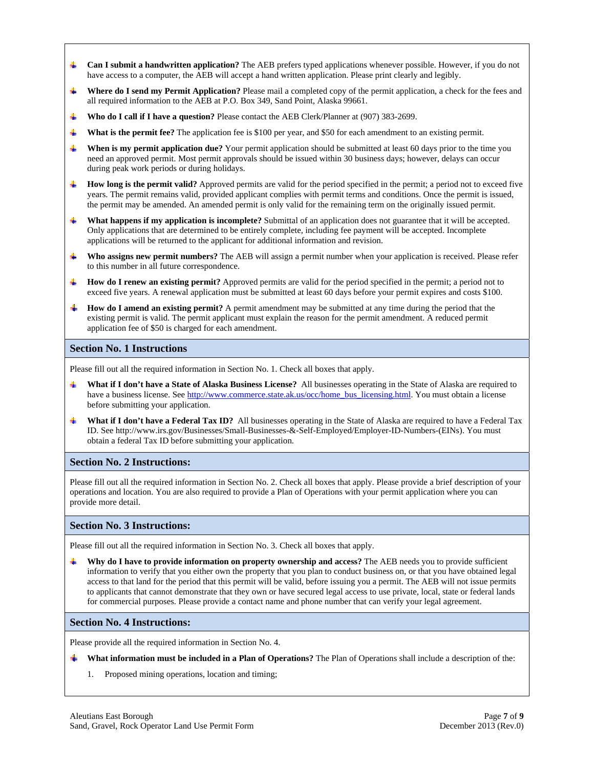- **Can I submit a handwritten application?** The AEB prefers typed applications whenever possible. However, if you do not have access to a computer, the AEB will accept a hand written application. Please print clearly and legibly.
- **Where do I send my Permit Application?** Please mail a completed copy of the permit application, a check for the fees and all required information to the AEB at P.O. Box 349, Sand Point, Alaska 99661.
- **Who do I call if I have a question?** Please contact the AEB Clerk/Planner at (907) 383-2699.
- **What is the permit fee?** The application fee is $100 per year, and $50 for each amendment to an existing permit.
- **When is my permit application due?** Your permit application should be submitted at least 60 days prior to the time you need an approved permit. Most permit approvals should be issued within 30 business days; however, delays can occur during peak work periods or during holidays.
- **How long is the permit valid?** Approved permits are valid for the period specified in the permit; a period not to exceed five years. The permit remains valid, provided applicant complies with permit terms and conditions. Once the permit is issued, the permit may be amended. An amended permit is only valid for the remaining term on the originally issued permit.
- **What happens if my application is incomplete?** Submittal of an application does not guarantee that it will be accepted. Only applications that are determined to be entirely complete, including fee payment will be accepted. Incomplete applications will be returned to the applicant for additional information and revision.
- **Who assigns new permit numbers?** The AEB will assign a permit number when your application is received. Please refer to this number in all future correspondence.
- **How do I renew an existing permit?** Approved permits are valid for the period specified in the permit; a period not to exceed five years. A renewal application must be submitted at least 60 days before your permit expires and costs $100.
- **How do I amend an existing permit?** A permit amendment may be submitted at any time during the period that the existing permit is valid. The permit applicant must explain the reason for the permit amendment. A reduced permit application fee of $50 is charged for each amendment.

## Section No. 1 Instructions

Please fill out all the required information in Section No. 1. Check all boxes that apply.

- **What if I don't have a State of Alaska Business License?** All businesses operating in the State of Alaska are required to have a business license. See http://www.commerce.state.ak.us/occ/home_bus_licensing.html. You must obtain a license before submitting your application.
- **What if I don't have a Federal Tax ID?** All businesses operating in the State of Alaska are required to have a Federal Tax ID. See http://www.irs.gov/Businesses/Small-Businesses-&-Self-Employed/Employer-ID-Numbers-(EINs). You must obtain a federal Tax ID before submitting your application.

## Section No. 2 Instructions:

Please fill out all the required information in Section No. 2. Check all boxes that apply. Please provide a brief description of your operations and location. You are also required to provide a Plan of Operations with your permit application where you can provide more detail.

## Section No. 3 Instructions:

Please fill out all the required information in Section No. 3. Check all boxes that apply.

- **Why do I have to provide information on property ownership and access?** The AEB needs you to provide sufficient information to verify that you either own the property that you plan to conduct business on, or that you have obtained legal access to that land for the period that this permit will be valid, before issuing you a permit. The AEB will not issue permits to applicants that cannot demonstrate that they own or have secured legal access to use private, local, state or federal lands for commercial purposes. Please provide a contact name and phone number that can verify your legal agreement.

## Section No. 4 Instructions:

Please provide all the required information in Section No. 4.

- **What information must be included in a Plan of Operations?** The Plan of Operations shall include a description of the:
  1. Proposed mining operations, location and timing;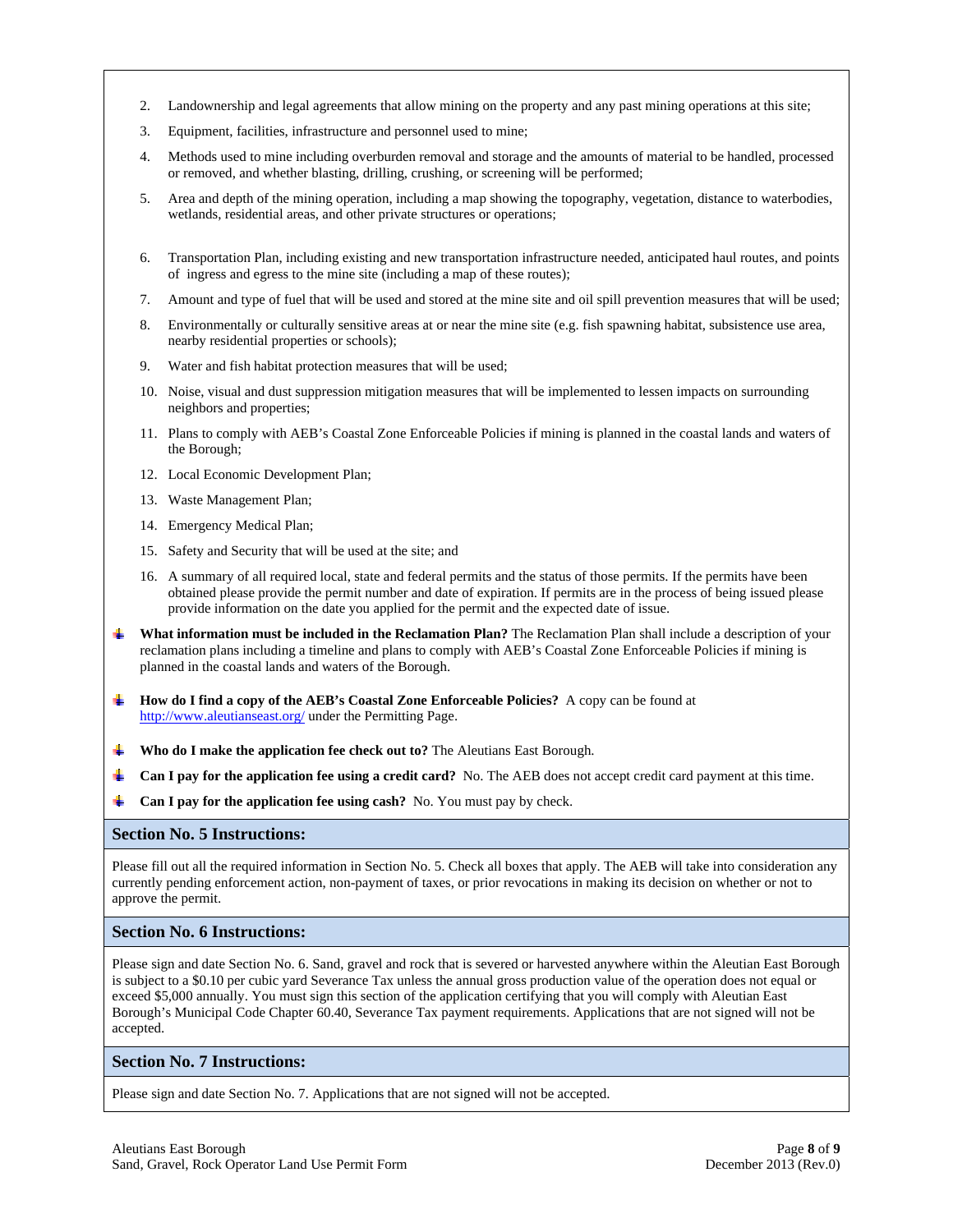2. Landownership and legal agreements that allow mining on the property and any past mining operations at this site;
3. Equipment, facilities, infrastructure and personnel used to mine;
4. Methods used to mine including overburden removal and storage and the amounts of material to be handled, processed or removed, and whether blasting, drilling, crushing, or screening will be performed;
5. Area and depth of the mining operation, including a map showing the topography, vegetation, distance to waterbodies, wetlands, residential areas, and other private structures or operations;
6. Transportation Plan, including existing and new transportation infrastructure needed, anticipated haul routes, and points of ingress and egress to the mine site (including a map of these routes);
7. Amount and type of fuel that will be used and stored at the mine site and oil spill prevention measures that will be used;
8. Environmentally or culturally sensitive areas at or near the mine site (e.g. fish spawning habitat, subsistence use area, nearby residential properties or schools);
9. Water and fish habitat protection measures that will be used;
10. Noise, visual and dust suppression mitigation measures that will be implemented to lessen impacts on surrounding neighbors and properties;
11. Plans to comply with AEB's Coastal Zone Enforceable Policies if mining is planned in the coastal lands and waters of the Borough;
12. Local Economic Development Plan;
13. Waste Management Plan;
14. Emergency Medical Plan;
15. Safety and Security that will be used at the site; and
16. A summary of all required local, state and federal permits and the status of those permits. If the permits have been obtained please provide the permit number and date of expiration. If permits are in the process of being issued please provide information on the date you applied for the permit and the expected date of issue.

- **What information must be included in the Reclamation Plan?** The Reclamation Plan shall include a description of your reclamation plans including a timeline and plans to comply with AEB's Coastal Zone Enforceable Policies if mining is planned in the coastal lands and waters of the Borough.
- **How do I find a copy of the AEB's Coastal Zone Enforceable Policies?** A copy can be found at http://www.aleutianseast.org/ under the Permitting Page.
- **Who do I make the application fee check out to?** The Aleutians East Borough.
- **Can I pay for the application fee using a credit card?** No. The AEB does not accept credit card payment at this time.
- **Can I pay for the application fee using cash?** No. You must pay by check.

## Section No. 5 Instructions:

Please fill out all the required information in Section No. 5. Check all boxes that apply. The AEB will take into consideration any currently pending enforcement action, non-payment of taxes, or prior revocations in making its decision on whether or not to approve the permit.

## Section No. 6 Instructions:

Please sign and date Section No. 6. Sand, gravel and rock that is severed or harvested anywhere within the Aleutian East Borough is subject to a $0.10 per cubic yard Severance Tax unless the annual gross production value of the operation does not equal or exceed $5,000 annually. You must sign this section of the application certifying that you will comply with Aleutian East Borough's Municipal Code Chapter 60.40, Severance Tax payment requirements. Applications that are not signed will not be accepted.

## Section No. 7 Instructions:

Please sign and date Section No. 7. Applications that are not signed will not be accepted.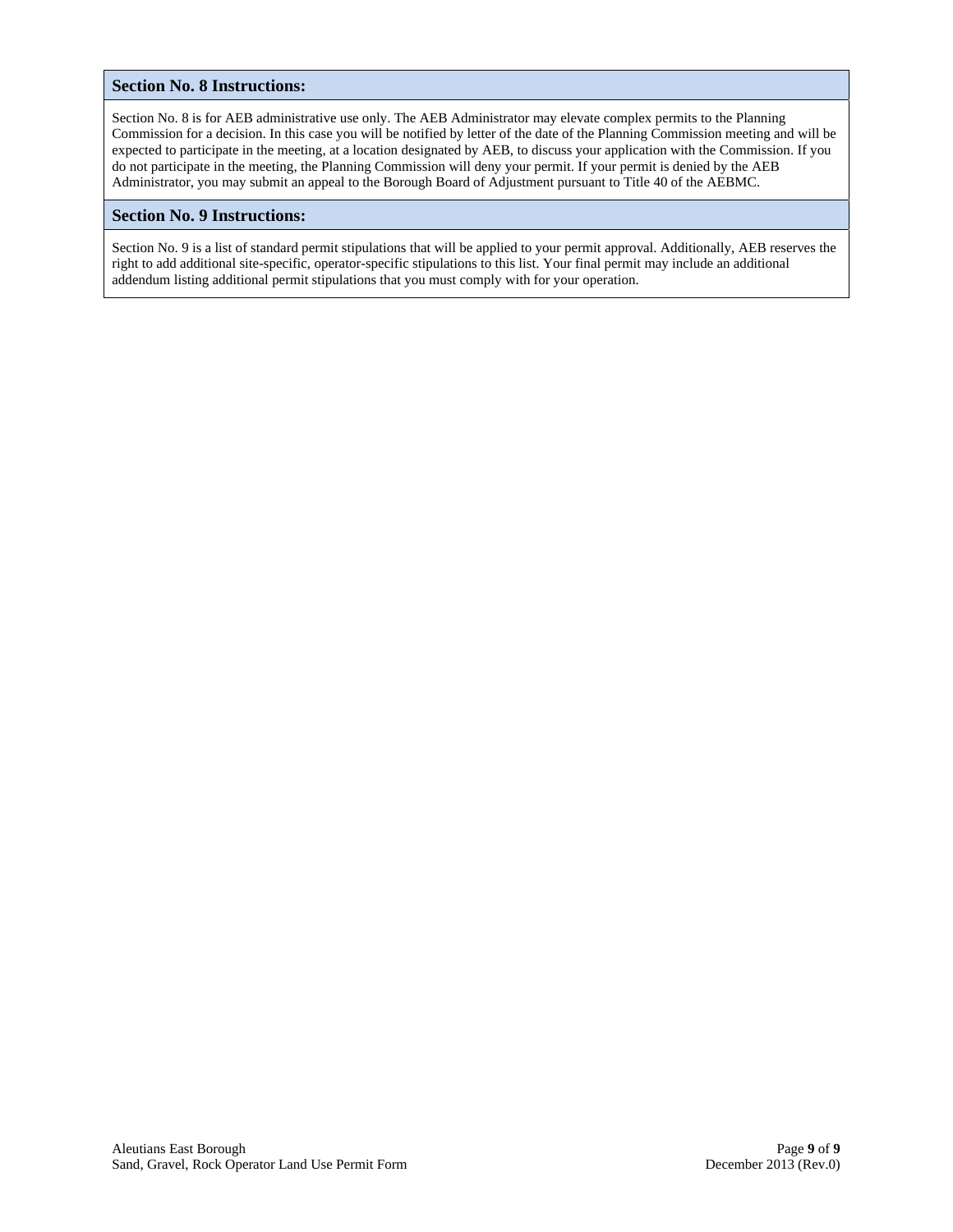### Section No. 8 Instructions:

Section No. 8 is for AEB administrative use only. The AEB Administrator may elevate complex permits to the Planning Commission for a decision. In this case you will be notified by letter of the date of the Planning Commission meeting and will be expected to participate in the meeting, at a location designated by AEB, to discuss your application with the Commission. If you do not participate in the meeting, the Planning Commission will deny your permit. If your permit is denied by the AEB Administrator, you may submit an appeal to the Borough Board of Adjustment pursuant to Title 40 of the AEBMC.

### Section No. 9 Instructions:

Section No. 9 is a list of standard permit stipulations that will be applied to your permit approval. Additionally, AEB reserves the right to add additional site-specific, operator-specific stipulations to this list. Your final permit may include an additional addendum listing additional permit stipulations that you must comply with for your operation.